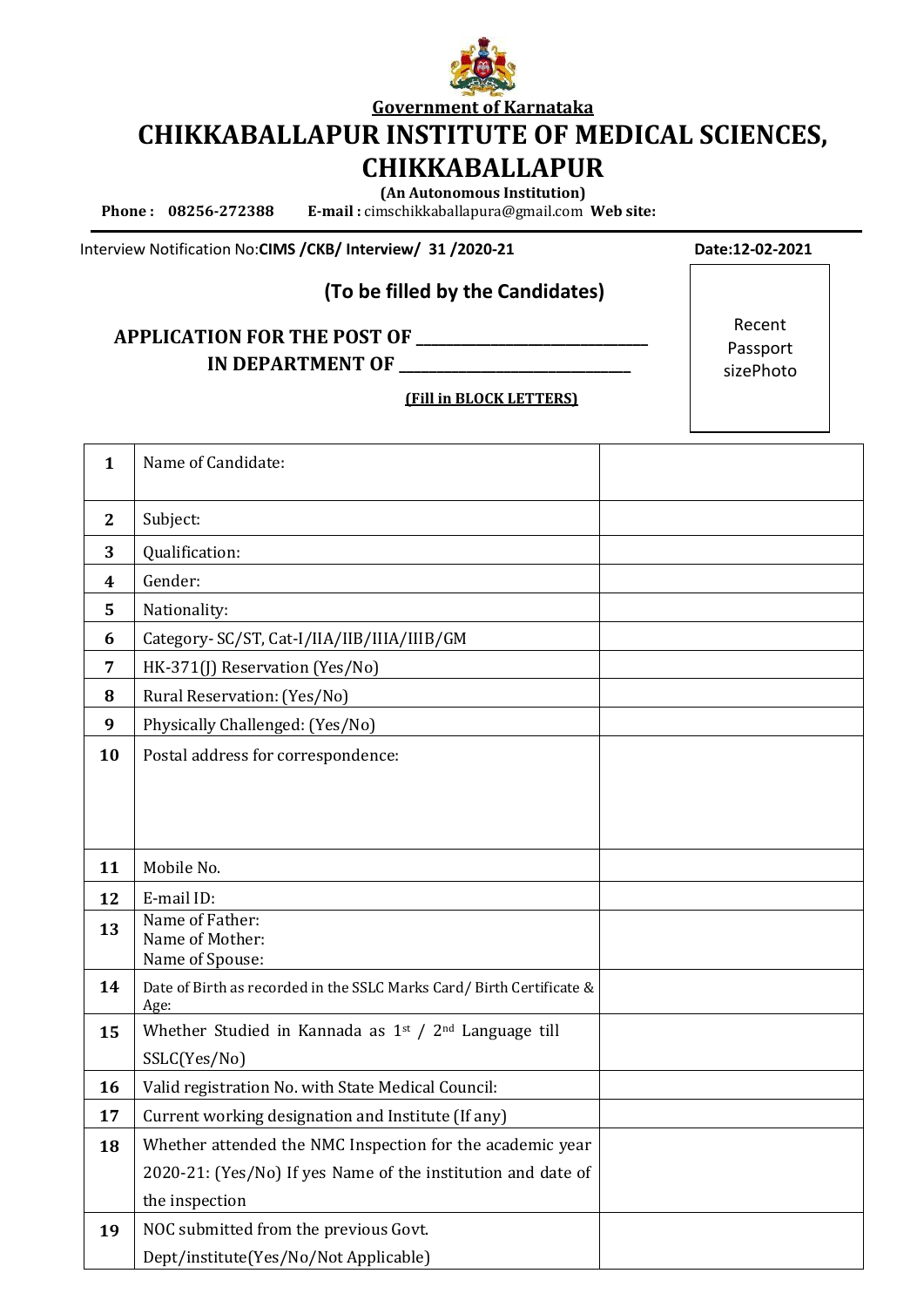**Government of Karnataka**

# CHIKKABALLAPUR INSTITUTE OF MEDICAL SCIENCES, CHIKKABALLAPUR

**(An Autonomous Institution)**

**Phone : 08256-272388** **E-mail :** cimschikkaballapura@gmail.com **Web site:**

Interview Notification No:**CIMS /CKB/ Interview/ 31 /2020-21** **Date:12-02-2021**

## (To be filled by the Candidates)

**APPLICATION FOR THE POST OF ______________________________**

**IN DEPARTMENT OF ______________________________**

**(Fill in BLOCK LETTERS)**

Recent Passport sizePhoto

| | | |
|---|---|---|
| **1** | Name of Candidate: | |
| **2** | Subject: | |
| **3** | Qualification: | |
| **4** | Gender: | |
| **5** | Nationality: | |
| **6** | Category- SC/ST, Cat-I/IIA/IIB/IIIA/IIIB/GM | |
| **7** | HK-371(J) Reservation (Yes/No) | |
| **8** | Rural Reservation: (Yes/No) | |
| **9** | Physically Challenged: (Yes/No) | |
| **10** | Postal address for correspondence: | |
| **11** | Mobile No. | |
| **12** | E-mail ID: | |
| **13** | Name of Father:<br>Name of Mother:<br>Name of Spouse: | |
| **14** | Date of Birth as recorded in the SSLC Marks Card/ Birth Certificate & Age: | |
| **15** | Whether Studied in Kannada as 1st / 2nd Language till SSLC(Yes/No) | |
| **16** | Valid registration No. with State Medical Council: | |
| **17** | Current working designation and Institute (If any) | |
| **18** | Whether attended the NMC Inspection for the academic year 2020-21: (Yes/No) If yes Name of the institution and date of the inspection | |
| **19** | NOC submitted from the previous Govt. Dept/institute(Yes/No/Not Applicable) | |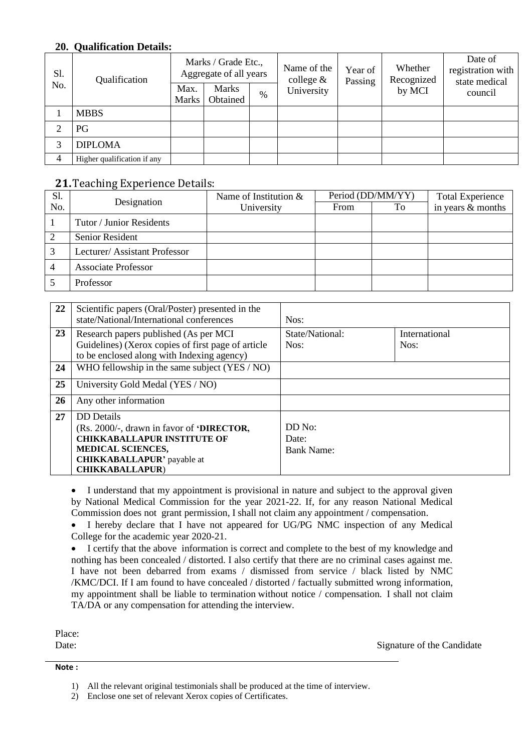**20. Qualification Details:**

| Sl. No. | Qualification | Marks / Grade Etc., Aggregate of all years | | | Name of the college & University | Year of Passing | Whether Recognized by MCI | Date of registration with state medical council |
|---|---|---|---|---|---|---|---|---|
| | | Max. Marks | Marks Obtained | % | | | | |
| 1 | MBBS | | | | | | | |
| 2 | PG | | | | | | | |
| 3 | DIPLOMA | | | | | | | |
| 4 | Higher qualification if any | | | | | | | |

**21.** Teaching Experience Details:

| Sl. No. | Designation | Name of Institution & University | Period (DD/MM/YY) | | Total Experience in years & months |
|---|---|---|---|---|---|
| | | | From | To | |
| 1 | Tutor / Junior Residents | | | | |
| 2 | Senior Resident | | | | |
| 3 | Lecturer/ Assistant Professor | | | | |
| 4 | Associate Professor | | | | |
| 5 | Professor | | | | |

| | | | |
|---|---|---|---|
| **22** | Scientific papers (Oral/Poster) presented in the state/National/International conferences | Nos: | |
| **23** | Research papers published (As per MCI Guidelines) (Xerox copies of first page of article to be enclosed along with Indexing agency) | State/National: Nos: | International Nos: |
| **24** | WHO fellowship in the same subject (YES / NO) | | |
| **25** | University Gold Medal (YES / NO) | | |
| **26** | Any other information | | |
| **27** | DD Details (Rs. 2000/-, drawn in favor of **'DIRECTOR, CHIKKABALLAPUR INSTITUTE OF MEDICAL SCIENCES, CHIKKABALLAPUR'** payable at **CHIKKABALLAPUR**) | DD No: Date: Bank Name: | |

- I understand that my appointment is provisional in nature and subject to the approval given by National Medical Commission for the year 2021-22. If, for any reason National Medical Commission does not grant permission, I shall not claim any appointment / compensation.
- I hereby declare that I have not appeared for UG/PG NMC inspection of any Medical College for the academic year 2020-21.
- I certify that the above information is correct and complete to the best of my knowledge and nothing has been concealed / distorted. I also certify that there are no criminal cases against me. I have not been debarred from exams / dismissed from service / black listed by NMC /KMC/DCI. If I am found to have concealed / distorted / factually submitted wrong information, my appointment shall be liable to termination without notice / compensation. I shall not claim TA/DA or any compensation for attending the interview.

Place:

Date: Signature of the Candidate

**Note :**

1) All the relevant original testimonials shall be produced at the time of interview.
2) Enclose one set of relevant Xerox copies of Certificates.